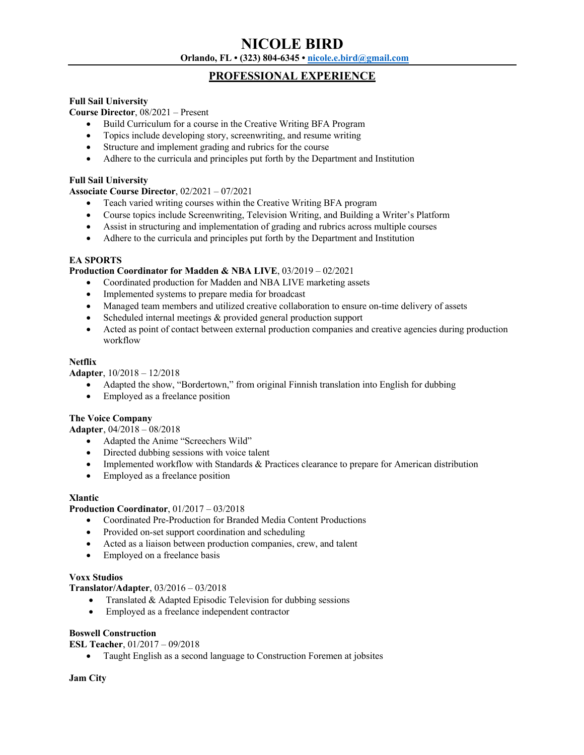# NICOLE BIRD

**Orlando, FL • (323) 804-6345 • nicole.e.bird@gmail.com**

## PROFESSIONAL EXPERIENCE

**Full Sail University**
**Course Director**, 08/2021 – Present

- Build Curriculum for a course in the Creative Writing BFA Program
- Topics include developing story, screenwriting, and resume writing
- Structure and implement grading and rubrics for the course
- Adhere to the curricula and principles put forth by the Department and Institution

**Full Sail University**
**Associate Course Director**, 02/2021 – 07/2021

- Teach varied writing courses within the Creative Writing BFA program
- Course topics include Screenwriting, Television Writing, and Building a Writer's Platform
- Assist in structuring and implementation of grading and rubrics across multiple courses
- Adhere to the curricula and principles put forth by the Department and Institution

**EA SPORTS**
**Production Coordinator for Madden & NBA LIVE**, 03/2019 – 02/2021

- Coordinated production for Madden and NBA LIVE marketing assets
- Implemented systems to prepare media for broadcast
- Managed team members and utilized creative collaboration to ensure on-time delivery of assets
- Scheduled internal meetings & provided general production support
- Acted as point of contact between external production companies and creative agencies during production workflow

**Netflix**
**Adapter**, 10/2018 – 12/2018

- Adapted the show, "Bordertown," from original Finnish translation into English for dubbing
- Employed as a freelance position

**The Voice Company**
**Adapter**, 04/2018 – 08/2018

- Adapted the Anime "Screechers Wild"
- Directed dubbing sessions with voice talent
- Implemented workflow with Standards & Practices clearance to prepare for American distribution
- Employed as a freelance position

**Xlantic**
**Production Coordinator**, 01/2017 – 03/2018

- Coordinated Pre-Production for Branded Media Content Productions
- Provided on-set support coordination and scheduling
- Acted as a liaison between production companies, crew, and talent
- Employed on a freelance basis

**Voxx Studios**
**Translator/Adapter**, 03/2016 – 03/2018

- Translated & Adapted Episodic Television for dubbing sessions
- Employed as a freelance independent contractor

**Boswell Construction**
**ESL Teacher**, 01/2017 – 09/2018

- Taught English as a second language to Construction Foremen at jobsites

**Jam City**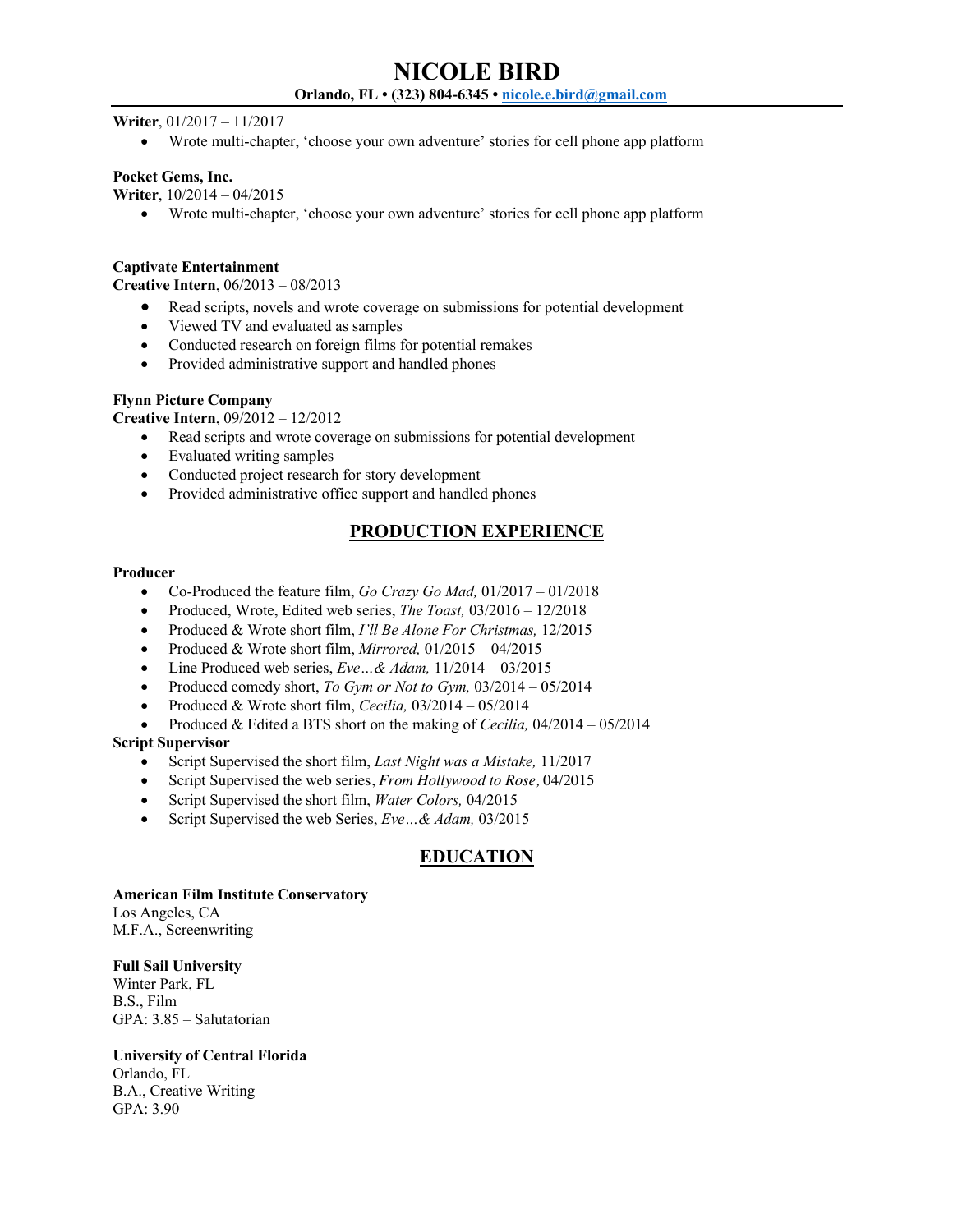# NICOLE BIRD

**Orlando, FL • (323) 804-6345 • nicole.e.bird@gmail.com**

**Writer**, 01/2017 – 11/2017

- Wrote multi-chapter, 'choose your own adventure' stories for cell phone app platform

**Pocket Gems, Inc.**
**Writer**, 10/2014 – 04/2015

- Wrote multi-chapter, 'choose your own adventure' stories for cell phone app platform

**Captivate Entertainment**
**Creative Intern**, 06/2013 – 08/2013

- Read scripts, novels and wrote coverage on submissions for potential development
- Viewed TV and evaluated as samples
- Conducted research on foreign films for potential remakes
- Provided administrative support and handled phones

**Flynn Picture Company**
**Creative Intern**, 09/2012 – 12/2012

- Read scripts and wrote coverage on submissions for potential development
- Evaluated writing samples
- Conducted project research for story development
- Provided administrative office support and handled phones

## PRODUCTION EXPERIENCE

**Producer**

- Co-Produced the feature film, *Go Crazy Go Mad,* 01/2017 – 01/2018
- Produced, Wrote, Edited web series, *The Toast,* 03/2016 – 12/2018
- Produced & Wrote short film, *I'll Be Alone For Christmas,* 12/2015
- Produced & Wrote short film, *Mirrored,* 01/2015 – 04/2015
- Line Produced web series, *Eve…& Adam,* 11/2014 – 03/2015
- Produced comedy short, *To Gym or Not to Gym,* 03/2014 – 05/2014
- Produced & Wrote short film, *Cecilia,* 03/2014 – 05/2014
- Produced & Edited a BTS short on the making of *Cecilia,* 04/2014 – 05/2014

**Script Supervisor**

- Script Supervised the short film, *Last Night was a Mistake,* 11/2017
- Script Supervised the web series, *From Hollywood to Rose,* 04/2015
- Script Supervised the short film, *Water Colors,* 04/2015
- Script Supervised the web Series, *Eve…& Adam,* 03/2015

## EDUCATION

**American Film Institute Conservatory**
Los Angeles, CA
M.F.A., Screenwriting

**Full Sail University**
Winter Park, FL
B.S., Film
GPA: 3.85 – Salutatorian

**University of Central Florida**
Orlando, FL
B.A., Creative Writing
GPA: 3.90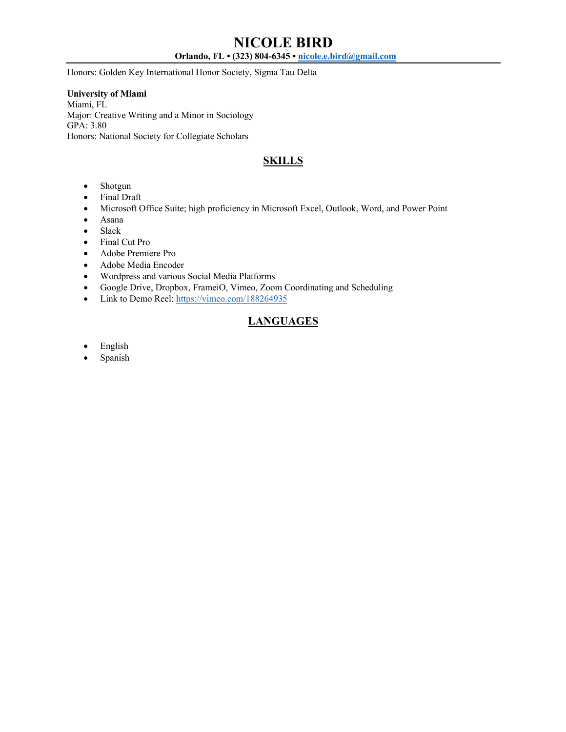# NICOLE BIRD

**Orlando, FL • (323) 804-6345 • nicole.e.bird@gmail.com**

Honors: Golden Key International Honor Society, Sigma Tau Delta

**University of Miami**
Miami, FL
Major: Creative Writing and a Minor in Sociology
GPA: 3.80
Honors: National Society for Collegiate Scholars

## SKILLS

- Shotgun
- Final Draft
- Microsoft Office Suite; high proficiency in Microsoft Excel, Outlook, Word, and Power Point
- Asana
- Slack
- Final Cut Pro
- Adobe Premiere Pro
- Adobe Media Encoder
- Wordpress and various Social Media Platforms
- Google Drive, Dropbox, FrameiO, Vimeo, Zoom Coordinating and Scheduling
- Link to Demo Reel: https://vimeo.com/188264935

## LANGUAGES

- English
- Spanish